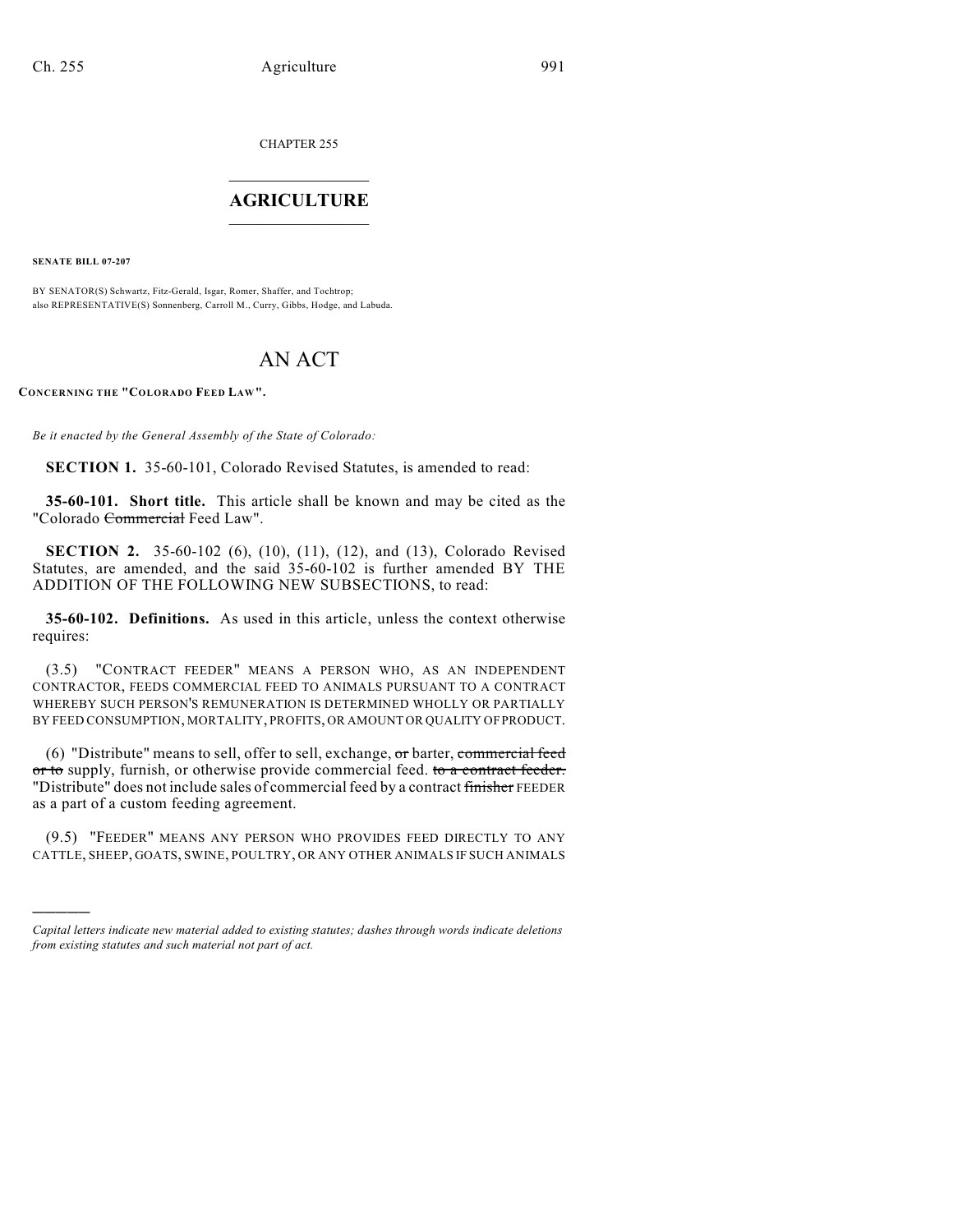CHAPTER 255

## AGRICULTURE

**SENATE BILL 07-207**

BY SENATOR(S) Schwartz, Fitz-Gerald, Isgar, Romer, Shaffer, and Tochtrop;
also REPRESENTATIVE(S) Sonnenberg, Carroll M., Curry, Gibbs, Hodge, and Labuda.

# AN ACT

**CONCERNING THE "COLORADO FEED LAW".**

*Be it enacted by the General Assembly of the State of Colorado:*

**SECTION 1.** 35-60-101, Colorado Revised Statutes, is amended to read:

**35-60-101. Short title.** This article shall be known and may be cited as the "Colorado ~~Commercial~~ Feed Law".

**SECTION 2.** 35-60-102 (6), (10), (11), (12), and (13), Colorado Revised Statutes, are amended, and the said 35-60-102 is further amended BY THE ADDITION OF THE FOLLOWING NEW SUBSECTIONS, to read:

**35-60-102. Definitions.** As used in this article, unless the context otherwise requires:

(3.5) "CONTRACT FEEDER" MEANS A PERSON WHO, AS AN INDEPENDENT CONTRACTOR, FEEDS COMMERCIAL FEED TO ANIMALS PURSUANT TO A CONTRACT WHEREBY SUCH PERSON'S REMUNERATION IS DETERMINED WHOLLY OR PARTIALLY BY FEED CONSUMPTION, MORTALITY, PROFITS, OR AMOUNT OR QUALITY OF PRODUCT.

(6) "Distribute" means to sell, offer to sell, exchange, ~~or~~ barter, ~~commercial feed or to~~ supply, furnish, or otherwise provide commercial feed. ~~to a contract feeder.~~ "Distribute" does not include sales of commercial feed by a contract ~~finisher~~ FEEDER as a part of a custom feeding agreement.

(9.5) "FEEDER" MEANS ANY PERSON WHO PROVIDES FEED DIRECTLY TO ANY CATTLE, SHEEP, GOATS, SWINE, POULTRY, OR ANY OTHER ANIMALS IF SUCH ANIMALS

---

*Capital letters indicate new material added to existing statutes; dashes through words indicate deletions from existing statutes and such material not part of act.*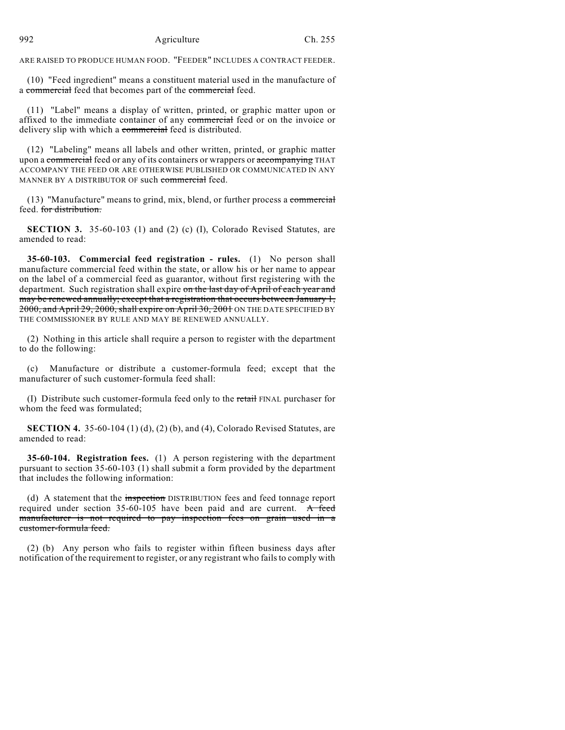ARE RAISED TO PRODUCE HUMAN FOOD. "FEEDER" INCLUDES A CONTRACT FEEDER.

(10) "Feed ingredient" means a constituent material used in the manufacture of a ~~commercial~~ feed that becomes part of the ~~commercial~~ feed.

(11) "Label" means a display of written, printed, or graphic matter upon or affixed to the immediate container of any ~~commercial~~ feed or on the invoice or delivery slip with which a ~~commercial~~ feed is distributed.

(12) "Labeling" means all labels and other written, printed, or graphic matter upon a ~~commercial~~ feed or any of its containers or wrappers or ~~accompanying~~ THAT ACCOMPANY THE FEED OR ARE OTHERWISE PUBLISHED OR COMMUNICATED IN ANY MANNER BY A DISTRIBUTOR OF such ~~commercial~~ feed.

(13) "Manufacture" means to grind, mix, blend, or further process a ~~commercial~~ feed. ~~for distribution.~~

**SECTION 3.** 35-60-103 (1) and (2) (c) (I), Colorado Revised Statutes, are amended to read:

**35-60-103. Commercial feed registration - rules.** (1) No person shall manufacture commercial feed within the state, or allow his or her name to appear on the label of a commercial feed as guarantor, without first registering with the department. Such registration shall expire ~~on the last day of April of each year and may be renewed annually; except that a registration that occurs between January 1, 2000, and April 29, 2000, shall expire on April 30, 2001~~ ON THE DATE SPECIFIED BY THE COMMISSIONER BY RULE AND MAY BE RENEWED ANNUALLY.

(2) Nothing in this article shall require a person to register with the department to do the following:

(c) Manufacture or distribute a customer-formula feed; except that the manufacturer of such customer-formula feed shall:

(I) Distribute such customer-formula feed only to the ~~retail~~ FINAL purchaser for whom the feed was formulated;

**SECTION 4.** 35-60-104 (1) (d), (2) (b), and (4), Colorado Revised Statutes, are amended to read:

**35-60-104. Registration fees.** (1) A person registering with the department pursuant to section 35-60-103 (1) shall submit a form provided by the department that includes the following information:

(d) A statement that the ~~inspection~~ DISTRIBUTION fees and feed tonnage report required under section 35-60-105 have been paid and are current. ~~A feed manufacturer is not required to pay inspection fees on grain used in a customer-formula feed.~~

(2) (b) Any person who fails to register within fifteen business days after notification of the requirement to register, or any registrant who fails to comply with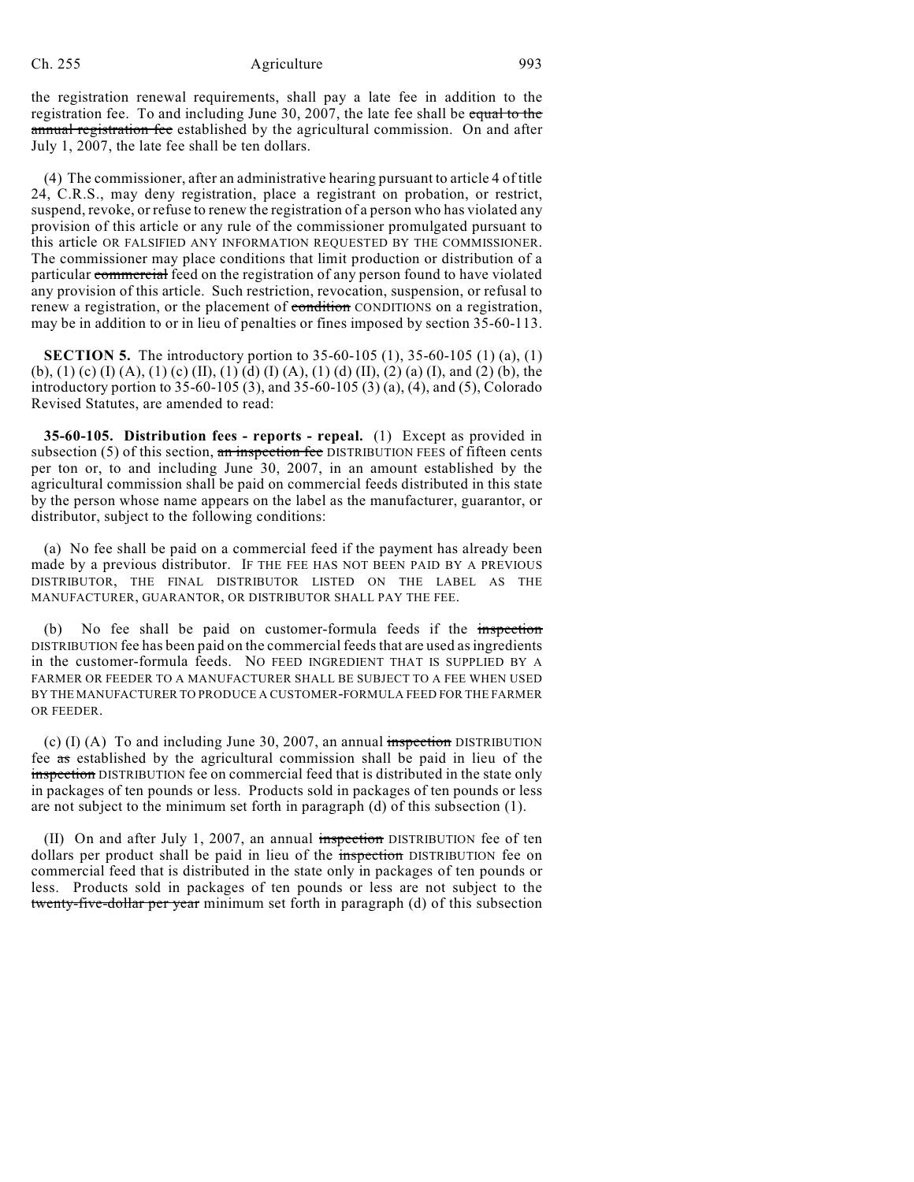the registration renewal requirements, shall pay a late fee in addition to the registration fee. To and including June 30, 2007, the late fee shall be ~~equal to the annual registration fee~~ established by the agricultural commission. On and after July 1, 2007, the late fee shall be ten dollars.

(4) The commissioner, after an administrative hearing pursuant to article 4 of title 24, C.R.S., may deny registration, place a registrant on probation, or restrict, suspend, revoke, or refuse to renew the registration of a person who has violated any provision of this article or any rule of the commissioner promulgated pursuant to this article OR FALSIFIED ANY INFORMATION REQUESTED BY THE COMMISSIONER. The commissioner may place conditions that limit production or distribution of a particular ~~commercial~~ feed on the registration of any person found to have violated any provision of this article. Such restriction, revocation, suspension, or refusal to renew a registration, or the placement of ~~condition~~ CONDITIONS on a registration, may be in addition to or in lieu of penalties or fines imposed by section 35-60-113.

**SECTION 5.** The introductory portion to 35-60-105 (1), 35-60-105 (1) (a), (1) (b), (1) (c) (I) (A), (1) (c) (II), (1) (d) (I) (A), (1) (d) (II), (2) (a) (I), and (2) (b), the introductory portion to 35-60-105 (3), and 35-60-105 (3) (a), (4), and (5), Colorado Revised Statutes, are amended to read:

**35-60-105. Distribution fees - reports - repeal.** (1) Except as provided in subsection (5) of this section, ~~an inspection fee~~ DISTRIBUTION FEES of fifteen cents per ton or, to and including June 30, 2007, in an amount established by the agricultural commission shall be paid on commercial feeds distributed in this state by the person whose name appears on the label as the manufacturer, guarantor, or distributor, subject to the following conditions:

(a) No fee shall be paid on a commercial feed if the payment has already been made by a previous distributor. IF THE FEE HAS NOT BEEN PAID BY A PREVIOUS DISTRIBUTOR, THE FINAL DISTRIBUTOR LISTED ON THE LABEL AS THE MANUFACTURER, GUARANTOR, OR DISTRIBUTOR SHALL PAY THE FEE.

(b) No fee shall be paid on customer-formula feeds if the ~~inspection~~ DISTRIBUTION fee has been paid on the commercial feeds that are used as ingredients in the customer-formula feeds. NO FEED INGREDIENT THAT IS SUPPLIED BY A FARMER OR FEEDER TO A MANUFACTURER SHALL BE SUBJECT TO A FEE WHEN USED BY THE MANUFACTURER TO PRODUCE A CUSTOMER-FORMULA FEED FOR THE FARMER OR FEEDER.

(c) (I) (A) To and including June 30, 2007, an annual ~~inspection~~ DISTRIBUTION fee ~~as~~ established by the agricultural commission shall be paid in lieu of the ~~inspection~~ DISTRIBUTION fee on commercial feed that is distributed in the state only in packages of ten pounds or less. Products sold in packages of ten pounds or less are not subject to the minimum set forth in paragraph (d) of this subsection (1).

(II) On and after July 1, 2007, an annual ~~inspection~~ DISTRIBUTION fee of ten dollars per product shall be paid in lieu of the ~~inspection~~ DISTRIBUTION fee on commercial feed that is distributed in the state only in packages of ten pounds or less. Products sold in packages of ten pounds or less are not subject to the ~~twenty-five-dollar per year~~ minimum set forth in paragraph (d) of this subsection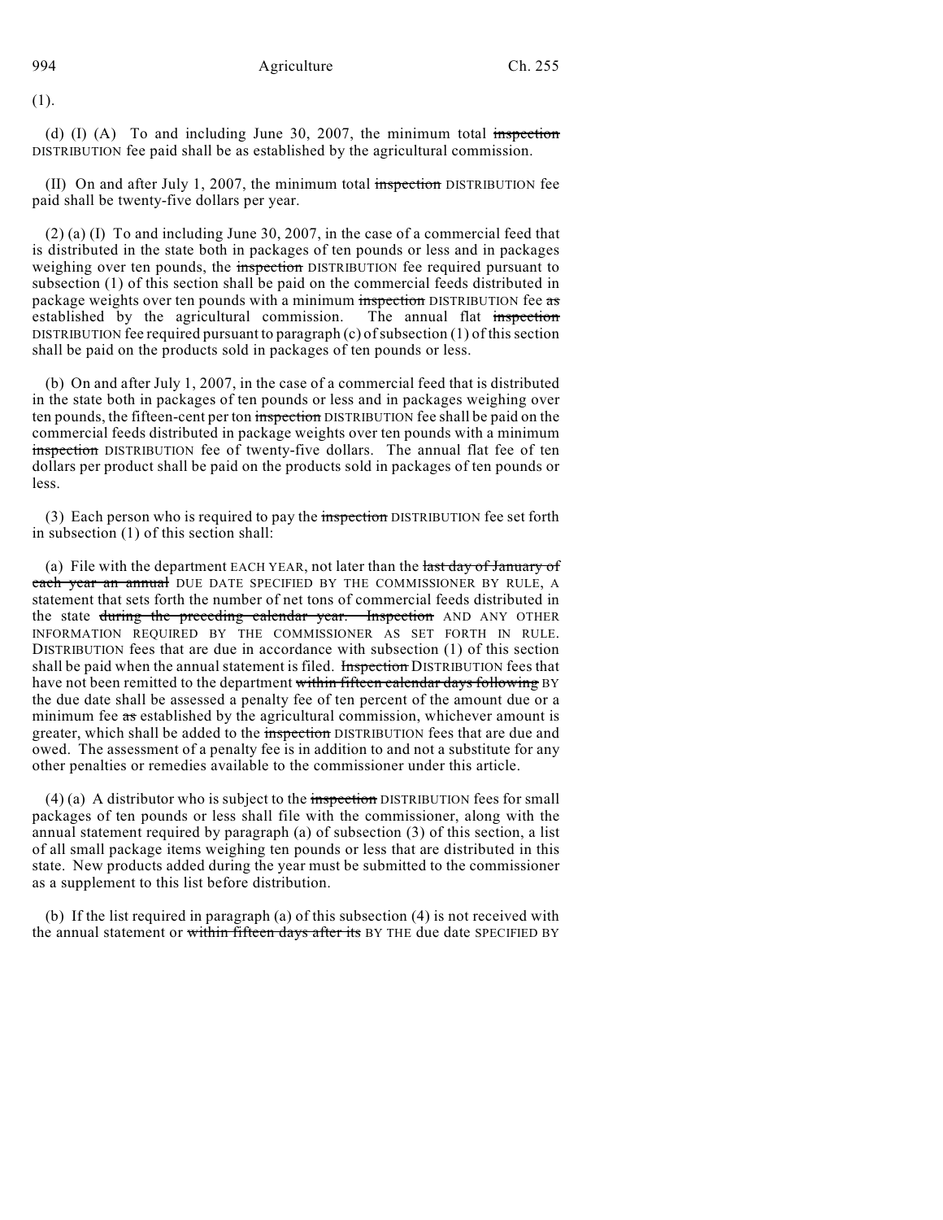(1).

(d) (I) (A) To and including June 30, 2007, the minimum total ~~inspection~~ DISTRIBUTION fee paid shall be as established by the agricultural commission.

(II) On and after July 1, 2007, the minimum total ~~inspection~~ DISTRIBUTION fee paid shall be twenty-five dollars per year.

(2) (a) (I) To and including June 30, 2007, in the case of a commercial feed that is distributed in the state both in packages of ten pounds or less and in packages weighing over ten pounds, the ~~inspection~~ DISTRIBUTION fee required pursuant to subsection (1) of this section shall be paid on the commercial feeds distributed in package weights over ten pounds with a minimum ~~inspection~~ DISTRIBUTION fee ~~as~~ established by the agricultural commission. The annual flat ~~inspection~~ DISTRIBUTION fee required pursuant to paragraph (c) of subsection (1) of this section shall be paid on the products sold in packages of ten pounds or less.

(b) On and after July 1, 2007, in the case of a commercial feed that is distributed in the state both in packages of ten pounds or less and in packages weighing over ten pounds, the fifteen-cent per ton ~~inspection~~ DISTRIBUTION fee shall be paid on the commercial feeds distributed in package weights over ten pounds with a minimum ~~inspection~~ DISTRIBUTION fee of twenty-five dollars. The annual flat fee of ten dollars per product shall be paid on the products sold in packages of ten pounds or less.

(3) Each person who is required to pay the ~~inspection~~ DISTRIBUTION fee set forth in subsection (1) of this section shall:

(a) File with the department EACH YEAR, not later than the ~~last day of January of each year an annual~~ DUE DATE SPECIFIED BY THE COMMISSIONER BY RULE, A statement that sets forth the number of net tons of commercial feeds distributed in the state ~~during the preceding calendar year. Inspection~~ AND ANY OTHER INFORMATION REQUIRED BY THE COMMISSIONER AS SET FORTH IN RULE. DISTRIBUTION fees that are due in accordance with subsection (1) of this section shall be paid when the annual statement is filed. ~~Inspection~~ DISTRIBUTION fees that have not been remitted to the department ~~within fifteen calendar days following~~ BY the due date shall be assessed a penalty fee of ten percent of the amount due or a minimum fee ~~as~~ established by the agricultural commission, whichever amount is greater, which shall be added to the ~~inspection~~ DISTRIBUTION fees that are due and owed. The assessment of a penalty fee is in addition to and not a substitute for any other penalties or remedies available to the commissioner under this article.

(4) (a) A distributor who is subject to the ~~inspection~~ DISTRIBUTION fees for small packages of ten pounds or less shall file with the commissioner, along with the annual statement required by paragraph (a) of subsection (3) of this section, a list of all small package items weighing ten pounds or less that are distributed in this state. New products added during the year must be submitted to the commissioner as a supplement to this list before distribution.

(b) If the list required in paragraph (a) of this subsection (4) is not received with the annual statement or ~~within fifteen days after its~~ BY THE due date SPECIFIED BY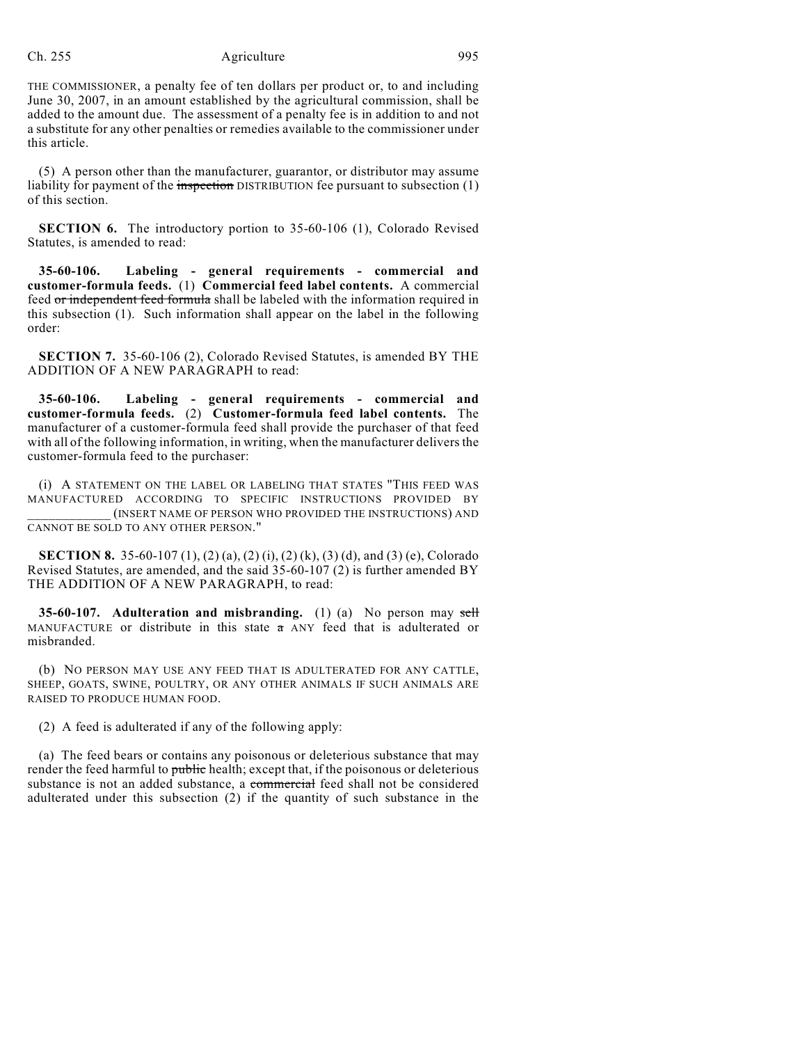THE COMMISSIONER, a penalty fee of ten dollars per product or, to and including June 30, 2007, in an amount established by the agricultural commission, shall be added to the amount due. The assessment of a penalty fee is in addition to and not a substitute for any other penalties or remedies available to the commissioner under this article.

(5) A person other than the manufacturer, guarantor, or distributor may assume liability for payment of the ~~inspection~~ DISTRIBUTION fee pursuant to subsection (1) of this section.

**SECTION 6.** The introductory portion to 35-60-106 (1), Colorado Revised Statutes, is amended to read:

**35-60-106. Labeling - general requirements - commercial and customer-formula feeds.** (1) **Commercial feed label contents.** A commercial feed ~~or independent feed formula~~ shall be labeled with the information required in this subsection (1). Such information shall appear on the label in the following order:

**SECTION 7.** 35-60-106 (2), Colorado Revised Statutes, is amended BY THE ADDITION OF A NEW PARAGRAPH to read:

**35-60-106. Labeling - general requirements - commercial and customer-formula feeds.** (2) **Customer-formula feed label contents.** The manufacturer of a customer-formula feed shall provide the purchaser of that feed with all of the following information, in writing, when the manufacturer delivers the customer-formula feed to the purchaser:

(i) A STATEMENT ON THE LABEL OR LABELING THAT STATES "THIS FEED WAS MANUFACTURED ACCORDING TO SPECIFIC INSTRUCTIONS PROVIDED BY ____________ (INSERT NAME OF PERSON WHO PROVIDED THE INSTRUCTIONS) AND CANNOT BE SOLD TO ANY OTHER PERSON."

**SECTION 8.** 35-60-107 (1), (2) (a), (2) (i), (2) (k), (3) (d), and (3) (e), Colorado Revised Statutes, are amended, and the said 35-60-107 (2) is further amended BY THE ADDITION OF A NEW PARAGRAPH, to read:

**35-60-107. Adulteration and misbranding.** (1) (a) No person may ~~sell~~ MANUFACTURE or distribute in this state ~~a~~ ANY feed that is adulterated or misbranded.

(b) NO PERSON MAY USE ANY FEED THAT IS ADULTERATED FOR ANY CATTLE, SHEEP, GOATS, SWINE, POULTRY, OR ANY OTHER ANIMALS IF SUCH ANIMALS ARE RAISED TO PRODUCE HUMAN FOOD.

(2) A feed is adulterated if any of the following apply:

(a) The feed bears or contains any poisonous or deleterious substance that may render the feed harmful to ~~public~~ health; except that, if the poisonous or deleterious substance is not an added substance, a ~~commercial~~ feed shall not be considered adulterated under this subsection (2) if the quantity of such substance in the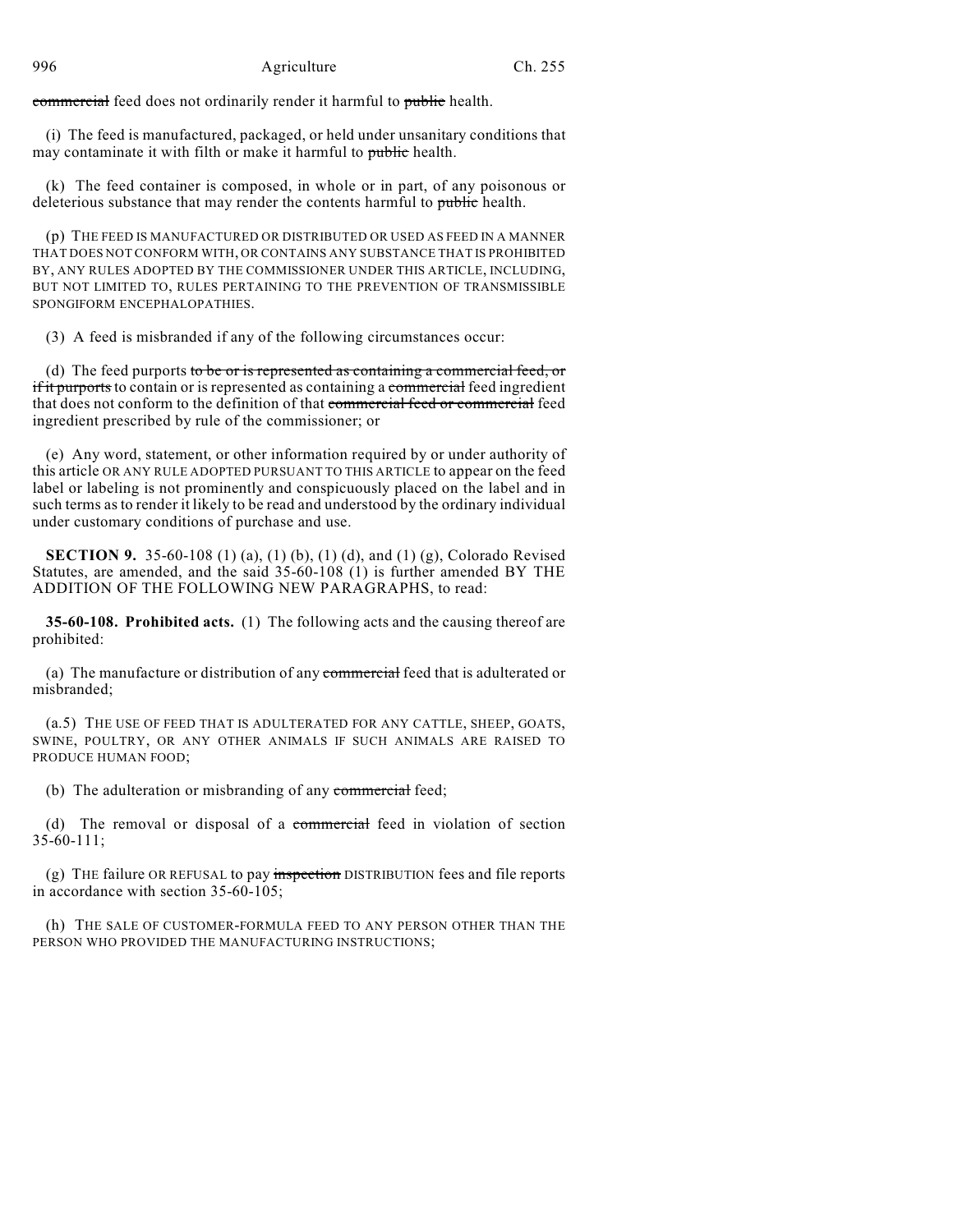~~commercial~~ feed does not ordinarily render it harmful to ~~public~~ health.

(i) The feed is manufactured, packaged, or held under unsanitary conditions that may contaminate it with filth or make it harmful to ~~public~~ health.

(k) The feed container is composed, in whole or in part, of any poisonous or deleterious substance that may render the contents harmful to ~~public~~ health.

(p) THE FEED IS MANUFACTURED OR DISTRIBUTED OR USED AS FEED IN A MANNER THAT DOES NOT CONFORM WITH, OR CONTAINS ANY SUBSTANCE THAT IS PROHIBITED BY, ANY RULES ADOPTED BY THE COMMISSIONER UNDER THIS ARTICLE, INCLUDING, BUT NOT LIMITED TO, RULES PERTAINING TO THE PREVENTION OF TRANSMISSIBLE SPONGIFORM ENCEPHALOPATHIES.

(3) A feed is misbranded if any of the following circumstances occur:

(d) The feed purports ~~to be or is represented as containing a commercial feed, or if it purports~~ to contain or is represented as containing a ~~commercial~~ feed ingredient that does not conform to the definition of that ~~commercial feed or commercial~~ feed ingredient prescribed by rule of the commissioner; or

(e) Any word, statement, or other information required by or under authority of this article OR ANY RULE ADOPTED PURSUANT TO THIS ARTICLE to appear on the feed label or labeling is not prominently and conspicuously placed on the label and in such terms as to render it likely to be read and understood by the ordinary individual under customary conditions of purchase and use.

**SECTION 9.** 35-60-108 (1) (a), (1) (b), (1) (d), and (1) (g), Colorado Revised Statutes, are amended, and the said 35-60-108 (1) is further amended BY THE ADDITION OF THE FOLLOWING NEW PARAGRAPHS, to read:

**35-60-108. Prohibited acts.** (1) The following acts and the causing thereof are prohibited:

(a) The manufacture or distribution of any ~~commercial~~ feed that is adulterated or misbranded;

(a.5) THE USE OF FEED THAT IS ADULTERATED FOR ANY CATTLE, SHEEP, GOATS, SWINE, POULTRY, OR ANY OTHER ANIMALS IF SUCH ANIMALS ARE RAISED TO PRODUCE HUMAN FOOD;

(b) The adulteration or misbranding of any ~~commercial~~ feed;

(d) The removal or disposal of a ~~commercial~~ feed in violation of section 35-60-111;

(g) THE failure OR REFUSAL to pay ~~inspection~~ DISTRIBUTION fees and file reports in accordance with section 35-60-105;

(h) THE SALE OF CUSTOMER-FORMULA FEED TO ANY PERSON OTHER THAN THE PERSON WHO PROVIDED THE MANUFACTURING INSTRUCTIONS;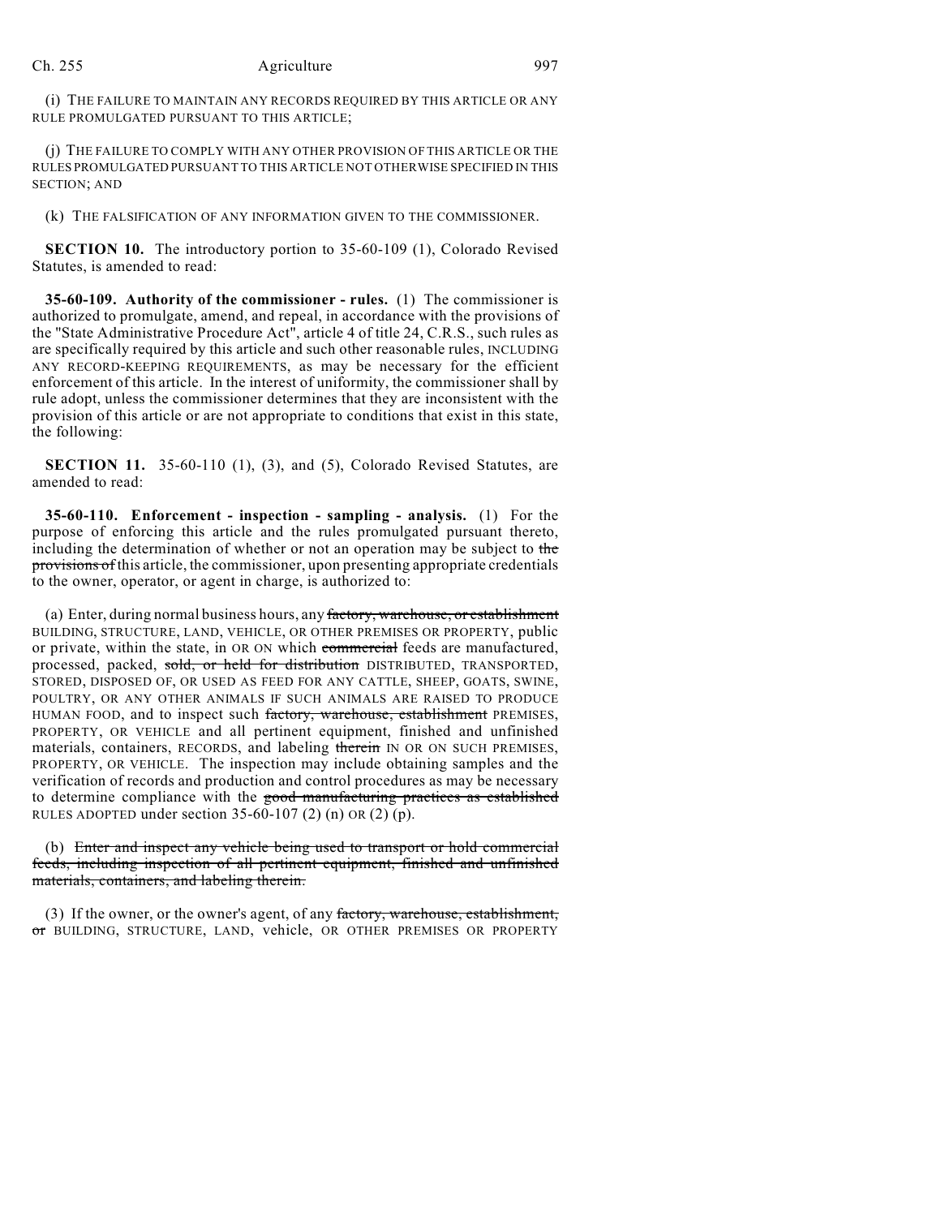(i) THE FAILURE TO MAINTAIN ANY RECORDS REQUIRED BY THIS ARTICLE OR ANY RULE PROMULGATED PURSUANT TO THIS ARTICLE;

(j) THE FAILURE TO COMPLY WITH ANY OTHER PROVISION OF THIS ARTICLE OR THE RULES PROMULGATED PURSUANT TO THIS ARTICLE NOT OTHERWISE SPECIFIED IN THIS SECTION; AND

(k) THE FALSIFICATION OF ANY INFORMATION GIVEN TO THE COMMISSIONER.

**SECTION 10.** The introductory portion to 35-60-109 (1), Colorado Revised Statutes, is amended to read:

**35-60-109. Authority of the commissioner - rules.** (1) The commissioner is authorized to promulgate, amend, and repeal, in accordance with the provisions of the "State Administrative Procedure Act", article 4 of title 24, C.R.S., such rules as are specifically required by this article and such other reasonable rules, INCLUDING ANY RECORD-KEEPING REQUIREMENTS, as may be necessary for the efficient enforcement of this article. In the interest of uniformity, the commissioner shall by rule adopt, unless the commissioner determines that they are inconsistent with the provision of this article or are not appropriate to conditions that exist in this state, the following:

**SECTION 11.** 35-60-110 (1), (3), and (5), Colorado Revised Statutes, are amended to read:

**35-60-110. Enforcement - inspection - sampling - analysis.** (1) For the purpose of enforcing this article and the rules promulgated pursuant thereto, including the determination of whether or not an operation may be subject to ~~the provisions of~~ this article, the commissioner, upon presenting appropriate credentials to the owner, operator, or agent in charge, is authorized to:

(a) Enter, during normal business hours, any ~~factory, warehouse, or establishment~~ BUILDING, STRUCTURE, LAND, VEHICLE, OR OTHER PREMISES OR PROPERTY, public or private, within the state, in OR ON which ~~commercial~~ feeds are manufactured, processed, packed, ~~sold, or held for distribution~~ DISTRIBUTED, TRANSPORTED, STORED, DISPOSED OF, OR USED AS FEED FOR ANY CATTLE, SHEEP, GOATS, SWINE, POULTRY, OR ANY OTHER ANIMALS IF SUCH ANIMALS ARE RAISED TO PRODUCE HUMAN FOOD, and to inspect such ~~factory, warehouse, establishment~~ PREMISES, PROPERTY, OR VEHICLE and all pertinent equipment, finished and unfinished materials, containers, RECORDS, and labeling ~~therein~~ IN OR ON SUCH PREMISES, PROPERTY, OR VEHICLE. The inspection may include obtaining samples and the verification of records and production and control procedures as may be necessary to determine compliance with the ~~good manufacturing practices as established~~ RULES ADOPTED under section 35-60-107 (2) (n) OR (2) (p).

(b) ~~Enter and inspect any vehicle being used to transport or hold commercial feeds, including inspection of all pertinent equipment, finished and unfinished materials, containers, and labeling therein.~~

(3) If the owner, or the owner's agent, of any ~~factory, warehouse, establishment, or~~ BUILDING, STRUCTURE, LAND, vehicle, OR OTHER PREMISES OR PROPERTY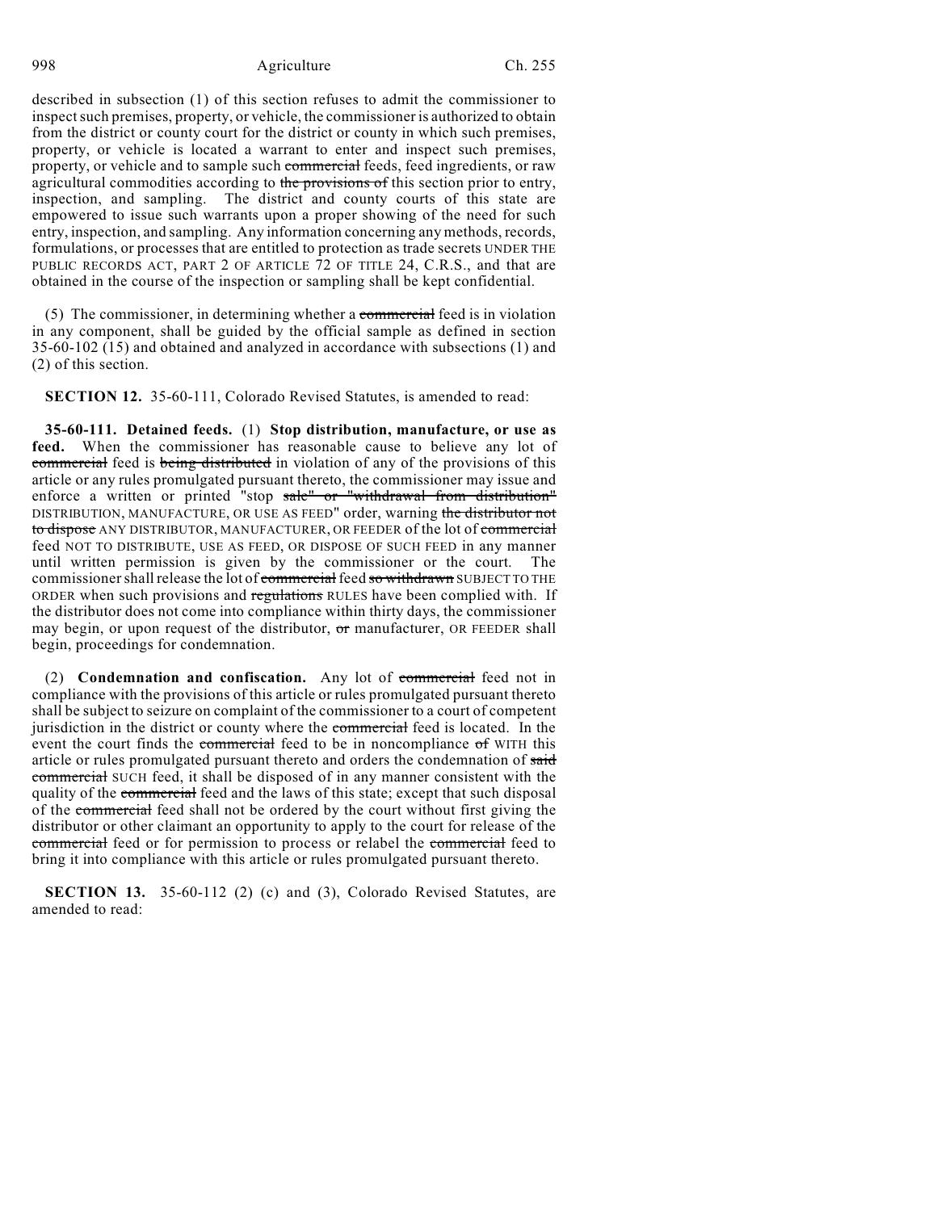described in subsection (1) of this section refuses to admit the commissioner to inspect such premises, property, or vehicle, the commissioner is authorized to obtain from the district or county court for the district or county in which such premises, property, or vehicle is located a warrant to enter and inspect such premises, property, or vehicle and to sample such ~~commercial~~ feeds, feed ingredients, or raw agricultural commodities according to ~~the provisions of~~ this section prior to entry, inspection, and sampling. The district and county courts of this state are empowered to issue such warrants upon a proper showing of the need for such entry, inspection, and sampling. Any information concerning any methods, records, formulations, or processes that are entitled to protection as trade secrets UNDER THE PUBLIC RECORDS ACT, PART 2 OF ARTICLE 72 OF TITLE 24, C.R.S., and that are obtained in the course of the inspection or sampling shall be kept confidential.

(5) The commissioner, in determining whether a ~~commercial~~ feed is in violation in any component, shall be guided by the official sample as defined in section 35-60-102 (15) and obtained and analyzed in accordance with subsections (1) and (2) of this section.

**SECTION 12.** 35-60-111, Colorado Revised Statutes, is amended to read:

**35-60-111. Detained feeds.** (1) **Stop distribution, manufacture, or use as feed.** When the commissioner has reasonable cause to believe any lot of ~~commercial~~ feed is ~~being distributed~~ in violation of any of the provisions of this article or any rules promulgated pursuant thereto, the commissioner may issue and enforce a written or printed "stop ~~sale" or "withdrawal from distribution"~~ DISTRIBUTION, MANUFACTURE, OR USE AS FEED" order, warning ~~the distributor not to dispose~~ ANY DISTRIBUTOR, MANUFACTURER, OR FEEDER of the lot of ~~commercial~~ feed NOT TO DISTRIBUTE, USE AS FEED, OR DISPOSE OF SUCH FEED in any manner until written permission is given by the commissioner or the court. The commissioner shall release the lot of ~~commercial~~ feed ~~so withdrawn~~ SUBJECT TO THE ORDER when such provisions and ~~regulations~~ RULES have been complied with. If the distributor does not come into compliance within thirty days, the commissioner may begin, or upon request of the distributor, ~~or~~ manufacturer, OR FEEDER shall begin, proceedings for condemnation.

(2) **Condemnation and confiscation.** Any lot of ~~commercial~~ feed not in compliance with the provisions of this article or rules promulgated pursuant thereto shall be subject to seizure on complaint of the commissioner to a court of competent jurisdiction in the district or county where the ~~commercial~~ feed is located. In the event the court finds the ~~commercial~~ feed to be in noncompliance ~~of~~ WITH this article or rules promulgated pursuant thereto and orders the condemnation of ~~said commercial~~ SUCH feed, it shall be disposed of in any manner consistent with the quality of the ~~commercial~~ feed and the laws of this state; except that such disposal of the ~~commercial~~ feed shall not be ordered by the court without first giving the distributor or other claimant an opportunity to apply to the court for release of the ~~commercial~~ feed or for permission to process or relabel the ~~commercial~~ feed to bring it into compliance with this article or rules promulgated pursuant thereto.

**SECTION 13.** 35-60-112 (2) (c) and (3), Colorado Revised Statutes, are amended to read: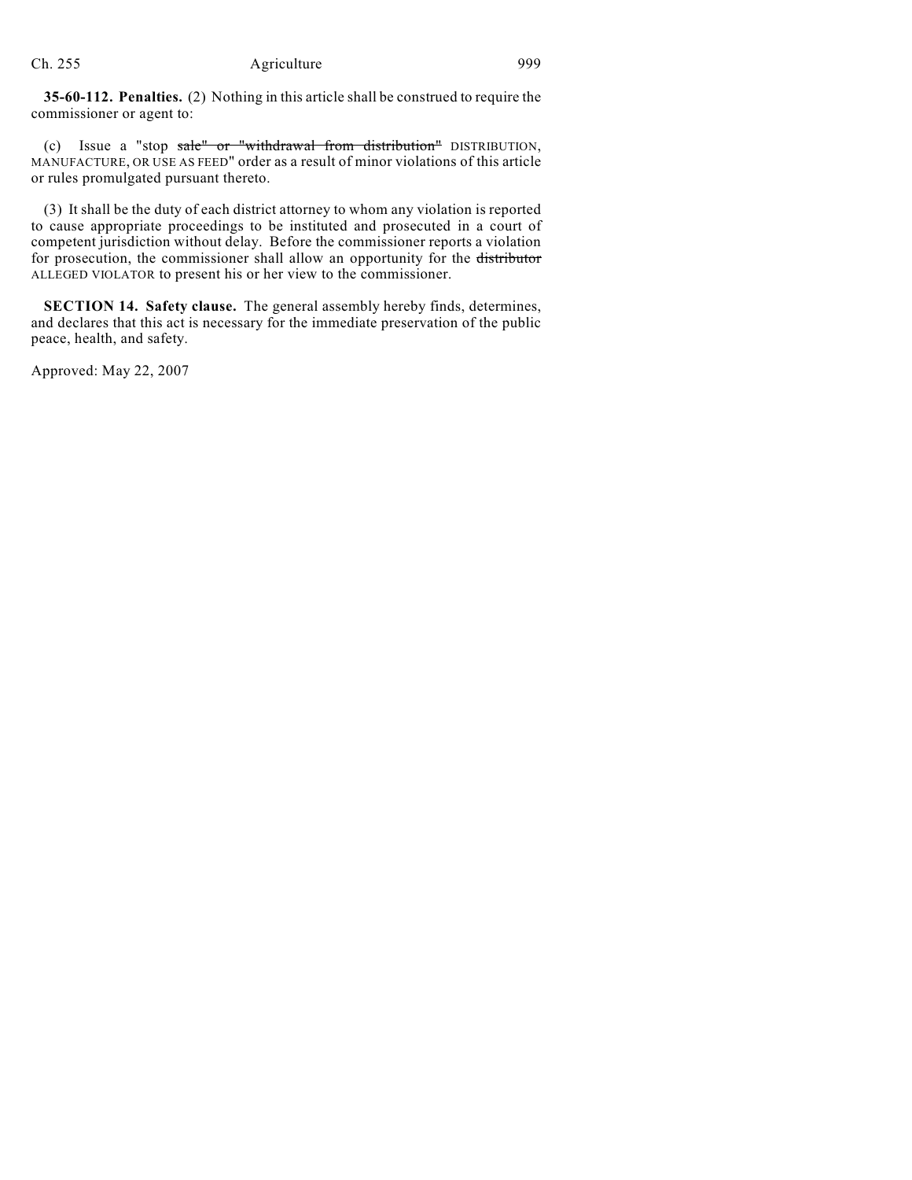**35-60-112. Penalties.** (2) Nothing in this article shall be construed to require the commissioner or agent to:

(c) Issue a "stop ~~sale" or "withdrawal from distribution"~~ DISTRIBUTION, MANUFACTURE, OR USE AS FEED" order as a result of minor violations of this article or rules promulgated pursuant thereto.

(3) It shall be the duty of each district attorney to whom any violation is reported to cause appropriate proceedings to be instituted and prosecuted in a court of competent jurisdiction without delay. Before the commissioner reports a violation for prosecution, the commissioner shall allow an opportunity for the ~~distributor~~ ALLEGED VIOLATOR to present his or her view to the commissioner.

**SECTION 14. Safety clause.** The general assembly hereby finds, determines, and declares that this act is necessary for the immediate preservation of the public peace, health, and safety.

Approved: May 22, 2007